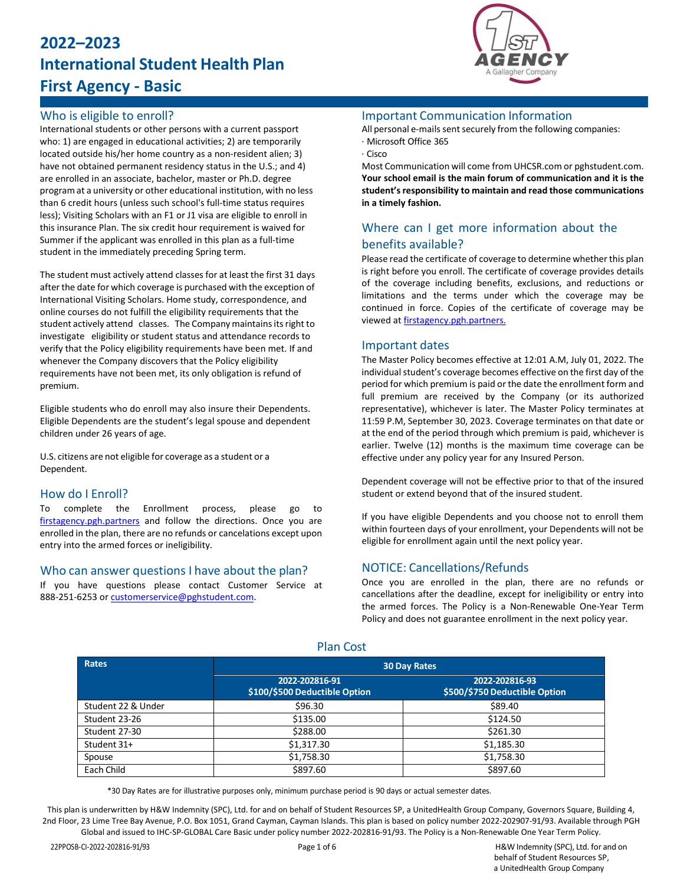# 2022–2023
# International Student Health Plan
# First Agency - Basic

## Who is eligible to enroll?

International students or other persons with a current passport who: 1) are engaged in educational activities; 2) are temporarily located outside his/her home country as a non-resident alien; 3) have not obtained permanent residency status in the U.S.; and 4) are enrolled in an associate, bachelor, master or Ph.D. degree program at a university or other educational institution, with no less than 6 credit hours (unless such school's full-time status requires less); Visiting Scholars with an F1 or J1 visa are eligible to enroll in this insurance Plan. The six credit hour requirement is waived for Summer if the applicant was enrolled in this plan as a full-time student in the immediately preceding Spring term.

The student must actively attend classes for at least the first 31 days after the date for which coverage is purchased with the exception of International Visiting Scholars. Home study, correspondence, and online courses do not fulfill the eligibility requirements that the student actively attend classes. The Company maintains its right to investigate eligibility or student status and attendance records to verify that the Policy eligibility requirements have been met. If and whenever the Company discovers that the Policy eligibility requirements have not been met, its only obligation is refund of premium.

Eligible students who do enroll may also insure their Dependents. Eligible Dependents are the student's legal spouse and dependent children under 26 years of age.

U.S. citizens are not eligible for coverage as a student or a Dependent.

## How do I Enroll?

To complete the Enrollment process, please go to firstagency.pgh.partners and follow the directions. Once you are enrolled in the plan, there are no refunds or cancelations except upon entry into the armed forces or ineligibility.

## Who can answer questions I have about the plan?

If you have questions please contact Customer Service at 888-251-6253 or customerservice@pghstudent.com.

## Important Communication Information

All personal e-mails sent securely from the following companies:

· Microsoft Office 365

· Cisco

Most Communication will come from UHCSR.com or pghstudent.com. **Your school email is the main forum of communication and it is the student's responsibility to maintain and read those communications in a timely fashion.**

## Where can I get more information about the benefits available?

Please read the certificate of coverage to determine whether this plan is right before you enroll. The certificate of coverage provides details of the coverage including benefits, exclusions, and reductions or limitations and the terms under which the coverage may be continued in force. Copies of the certificate of coverage may be viewed at firstagency.pgh.partners.

## Important dates

The Master Policy becomes effective at 12:01 A.M, July 01, 2022. The individual student's coverage becomes effective on the first day of the period for which premium is paid or the date the enrollment form and full premium are received by the Company (or its authorized representative), whichever is later. The Master Policy terminates at 11:59 P.M, September 30, 2023. Coverage terminates on that date or at the end of the period through which premium is paid, whichever is earlier. Twelve (12) months is the maximum time coverage can be effective under any policy year for any Insured Person.

Dependent coverage will not be effective prior to that of the insured student or extend beyond that of the insured student.

If you have eligible Dependents and you choose not to enroll them within fourteen days of your enrollment, your Dependents will not be eligible for enrollment again until the next policy year.

## NOTICE: Cancellations/Refunds

Once you are enrolled in the plan, there are no refunds or cancellations after the deadline, except for ineligibility or entry into the armed forces. The Policy is a Non-Renewable One-Year Term Policy and does not guarantee enrollment in the next policy year.

## Plan Cost

| Rates | 30 Day Rates | |
|---|---|---|
| | 2022-202816-91<br>$100/$500 Deductible Option | 2022-202816-93<br>$500/$750 Deductible Option |
| Student 22 & Under | $96.30 | $89.40 |
| Student 23-26 | $135.00 | $124.50 |
| Student 27-30 | $288.00 | $261.30 |
| Student 31+ | $1,317.30 | $1,185.30 |
| Spouse | $1,758.30 | $1,758.30 |
| Each Child | $897.60 | $897.60 |

*30 Day Rates are for illustrative purposes only, minimum purchase period is 90 days or actual semester dates.

This plan is underwritten by H&W Indemnity (SPC), Ltd. for and on behalf of Student Resources SP, a UnitedHealth Group Company, Governors Square, Building 4, 2nd Floor, 23 Lime Tree Bay Avenue, P.O. Box 1051, Grand Cayman, Cayman Islands. This plan is based on policy number 2022-202907-91/93. Available through PGH Global and issued to IHC-SP-GLOBAL Care Basic under policy number 2022-202816-91/93. The Policy is a Non-Renewable One Year Term Policy.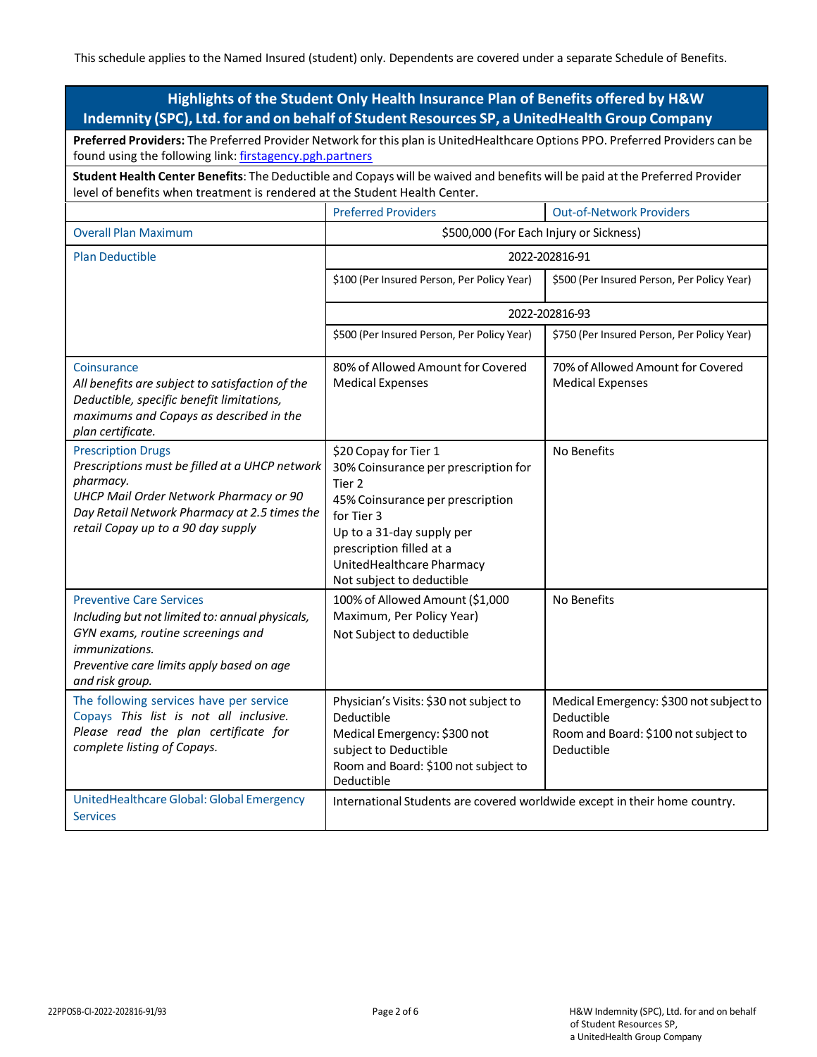This schedule applies to the Named Insured (student) only. Dependents are covered under a separate Schedule of Benefits.

## Highlights of the Student Only Health Insurance Plan of Benefits offered by H&W Indemnity (SPC), Ltd. for and on behalf of Student Resources SP, a UnitedHealth Group Company

**Preferred Providers:** The Preferred Provider Network for this plan is UnitedHealthcare Options PPO. Preferred Providers can be found using the following link: firstagency.pgh.partners

**Student Health Center Benefits**: The Deductible and Copays will be waived and benefits will be paid at the Preferred Provider level of benefits when treatment is rendered at the Student Health Center.

| | Preferred Providers | Out-of-Network Providers |
|---|---|---|
| Overall Plan Maximum | $500,000 (For Each Injury or Sickness) | |
| Plan Deductible | 2022-202816-91 | |
| | $100 (Per Insured Person, Per Policy Year) | $500 (Per Insured Person, Per Policy Year) |
| | 2022-202816-93 | |
| | $500 (Per Insured Person, Per Policy Year) | $750 (Per Insured Person, Per Policy Year) |
| Coinsurance<br>*All benefits are subject to satisfaction of the Deductible, specific benefit limitations, maximums and Copays as described in the plan certificate.* | 80% of Allowed Amount for Covered Medical Expenses | 70% of Allowed Amount for Covered Medical Expenses |
| Prescription Drugs<br>*Prescriptions must be filled at a UHCP network pharmacy.*<br>*UHCP Mail Order Network Pharmacy or 90 Day Retail Network Pharmacy at 2.5 times the retail Copay up to a 90 day supply* | $20 Copay for Tier 1<br>30% Coinsurance per prescription for Tier 2<br>45% Coinsurance per prescription for Tier 3<br>Up to a 31-day supply per prescription filled at a UnitedHealthcare Pharmacy<br>Not subject to deductible | No Benefits |
| Preventive Care Services<br>*Including but not limited to: annual physicals, GYN exams, routine screenings and immunizations.*<br>*Preventive care limits apply based on age and risk group.* | 100% of Allowed Amount ($1,000 Maximum, Per Policy Year)<br>Not Subject to deductible | No Benefits |
| The following services have per service Copays *This list is not all inclusive. Please read the plan certificate for complete listing of Copays.* | Physician's Visits: $30 not subject to Deductible<br>Medical Emergency: $300 not subject to Deductible<br>Room and Board: $100 not subject to Deductible | Medical Emergency: $300 not subject to Deductible<br>Room and Board: $100 not subject to Deductible |
| UnitedHealthcare Global: Global Emergency Services | International Students are covered worldwide except in their home country. | |

22PPOSB-CI-2022-202816-91/93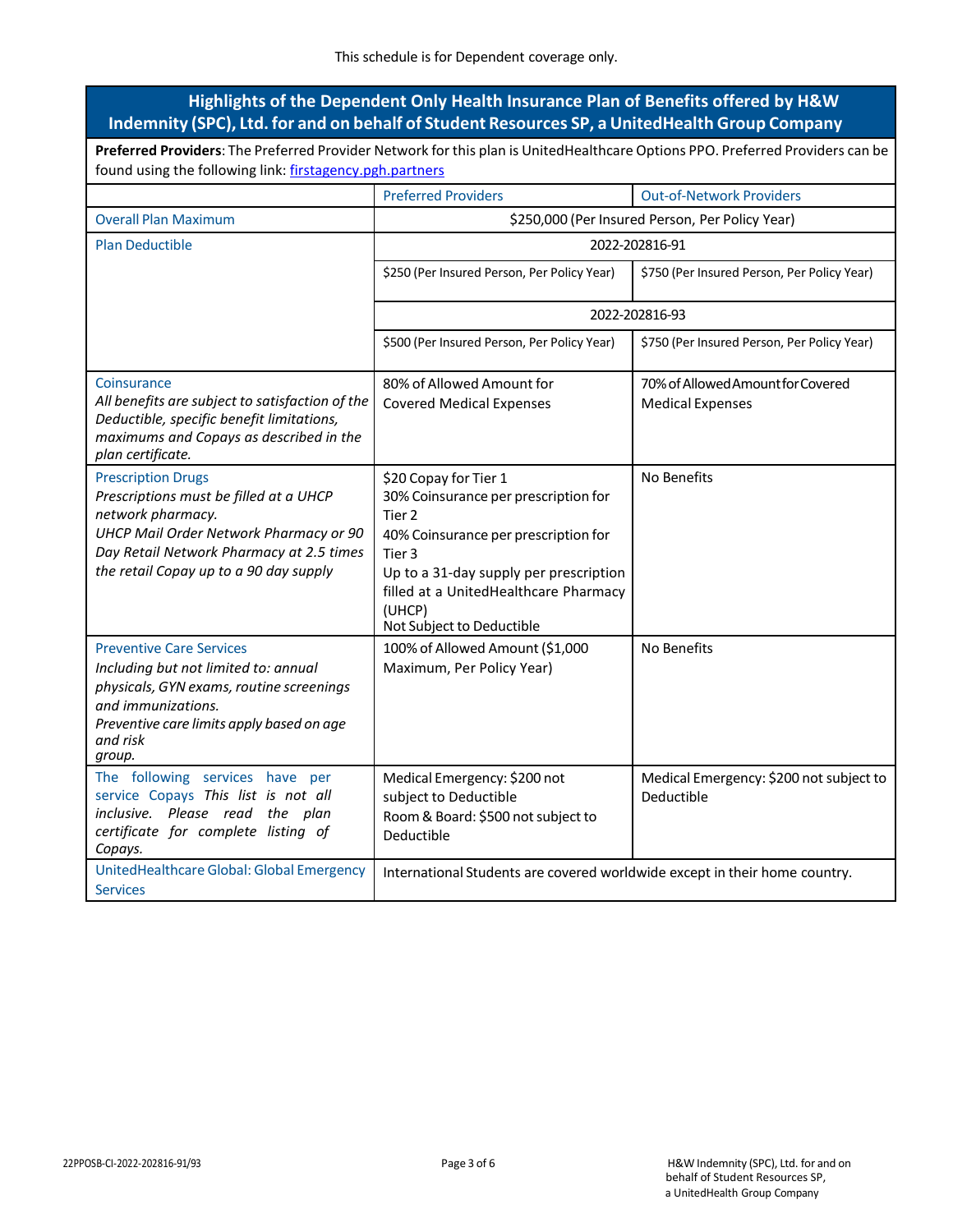This schedule is for Dependent coverage only.

## Highlights of the Dependent Only Health Insurance Plan of Benefits offered by H&W Indemnity (SPC), Ltd. for and on behalf of Student Resources SP, a UnitedHealth Group Company

**Preferred Providers**: The Preferred Provider Network for this plan is UnitedHealthcare Options PPO. Preferred Providers can be found using the following link: [firstagency.pgh.partners](firstagency.pgh.partners)

| | Preferred Providers | Out-of-Network Providers |
|---|---|---|
| Overall Plan Maximum | $250,000 (Per Insured Person, Per Policy Year) | |
| Plan Deductible | 2022-202816-91 | |
| | $250 (Per Insured Person, Per Policy Year) | $750 (Per Insured Person, Per Policy Year) |
| | 2022-202816-93 | |
| | $500 (Per Insured Person, Per Policy Year) | $750 (Per Insured Person, Per Policy Year) |
| Coinsurance<br>*All benefits are subject to satisfaction of the Deductible, specific benefit limitations, maximums and Copays as described in the plan certificate.* | 80% of Allowed Amount for Covered Medical Expenses | 70% of Allowed Amount for Covered Medical Expenses |
| Prescription Drugs<br>*Prescriptions must be filled at a UHCP network pharmacy.*<br>*UHCP Mail Order Network Pharmacy or 90 Day Retail Network Pharmacy at 2.5 times the retail Copay up to a 90 day supply* | $20 Copay for Tier 1<br>30% Coinsurance per prescription for Tier 2<br>40% Coinsurance per prescription for Tier 3<br>Up to a 31-day supply per prescription filled at a UnitedHealthcare Pharmacy (UHCP)<br>Not Subject to Deductible | No Benefits |
| Preventive Care Services<br>*Including but not limited to: annual physicals, GYN exams, routine screenings and immunizations.*<br>*Preventive care limits apply based on age and risk group.* | 100% of Allowed Amount ($1,000 Maximum, Per Policy Year) | No Benefits |
| The following services have per service Copays *This list is not all inclusive. Please read the plan certificate for complete listing of Copays.* | Medical Emergency: $200 not subject to Deductible<br>Room & Board: $500 not subject to Deductible | Medical Emergency: $200 not subject to Deductible |
| UnitedHealthcare Global: Global Emergency Services | International Students are covered worldwide except in their home country. | |

22PPOSB-CI-2022-202816-91/93

H&W Indemnity (SPC), Ltd. for and on behalf of Student Resources SP, a UnitedHealth Group Company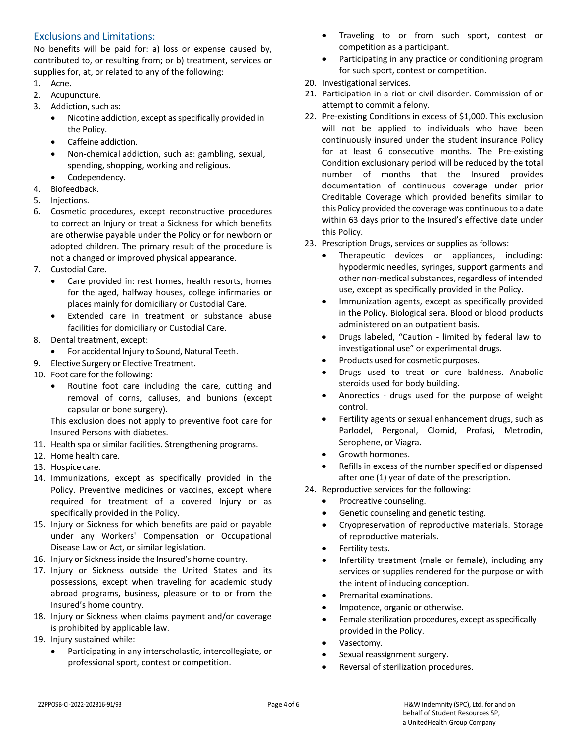## Exclusions and Limitations:

No benefits will be paid for: a) loss or expense caused by, contributed to, or resulting from; or b) treatment, services or supplies for, at, or related to any of the following:

1. Acne.
2. Acupuncture.
3. Addiction, such as:
   - Nicotine addiction, except as specifically provided in the Policy.
   - Caffeine addiction.
   - Non-chemical addiction, such as: gambling, sexual, spending, shopping, working and religious.
   - Codependency.
4. Biofeedback.
5. Injections.
6. Cosmetic procedures, except reconstructive procedures to correct an Injury or treat a Sickness for which benefits are otherwise payable under the Policy or for newborn or adopted children. The primary result of the procedure is not a changed or improved physical appearance.
7. Custodial Care.
   - Care provided in: rest homes, health resorts, homes for the aged, halfway houses, college infirmaries or places mainly for domiciliary or Custodial Care.
   - Extended care in treatment or substance abuse facilities for domiciliary or Custodial Care.
8. Dental treatment, except:
   - For accidental Injury to Sound, Natural Teeth.
9. Elective Surgery or Elective Treatment.
10. Foot care for the following:
    - Routine foot care including the care, cutting and removal of corns, calluses, and bunions (except capsular or bone surgery).

    This exclusion does not apply to preventive foot care for Insured Persons with diabetes.
11. Health spa or similar facilities. Strengthening programs.
12. Home health care.
13. Hospice care.
14. Immunizations, except as specifically provided in the Policy. Preventive medicines or vaccines, except where required for treatment of a covered Injury or as specifically provided in the Policy.
15. Injury or Sickness for which benefits are paid or payable under any Workers' Compensation or Occupational Disease Law or Act, or similar legislation.
16. Injury or Sickness inside the Insured's home country.
17. Injury or Sickness outside the United States and its possessions, except when traveling for academic study abroad programs, business, pleasure or to or from the Insured's home country.
18. Injury or Sickness when claims payment and/or coverage is prohibited by applicable law.
19. Injury sustained while:
    - Participating in any interscholastic, intercollegiate, or professional sport, contest or competition.
    - Traveling to or from such sport, contest or competition as a participant.
    - Participating in any practice or conditioning program for such sport, contest or competition.
20. Investigational services.
21. Participation in a riot or civil disorder. Commission of or attempt to commit a felony.
22. Pre-existing Conditions in excess of $1,000. This exclusion will not be applied to individuals who have been continuously insured under the student insurance Policy for at least 6 consecutive months. The Pre-existing Condition exclusionary period will be reduced by the total number of months that the Insured provides documentation of continuous coverage under prior Creditable Coverage which provided benefits similar to this Policy provided the coverage was continuous to a date within 63 days prior to the Insured's effective date under this Policy.
23. Prescription Drugs, services or supplies as follows:
    - Therapeutic devices or appliances, including: hypodermic needles, syringes, support garments and other non-medical substances, regardless of intended use, except as specifically provided in the Policy.
    - Immunization agents, except as specifically provided in the Policy. Biological sera. Blood or blood products administered on an outpatient basis.
    - Drugs labeled, "Caution - limited by federal law to investigational use" or experimental drugs.
    - Products used for cosmetic purposes.
    - Drugs used to treat or cure baldness. Anabolic steroids used for body building.
    - Anorectics - drugs used for the purpose of weight control.
    - Fertility agents or sexual enhancement drugs, such as Parlodel, Pergonal, Clomid, Profasi, Metrodin, Serophene, or Viagra.
    - Growth hormones.
    - Refills in excess of the number specified or dispensed after one (1) year of date of the prescription.
24. Reproductive services for the following:
    - Procreative counseling.
    - Genetic counseling and genetic testing.
    - Cryopreservation of reproductive materials. Storage of reproductive materials.
    - Fertility tests.
    - Infertility treatment (male or female), including any services or supplies rendered for the purpose or with the intent of inducing conception.
    - Premarital examinations.
    - Impotence, organic or otherwise.
    - Female sterilization procedures, except as specifically provided in the Policy.
    - Vasectomy.
    - Sexual reassignment surgery.
    - Reversal of sterilization procedures.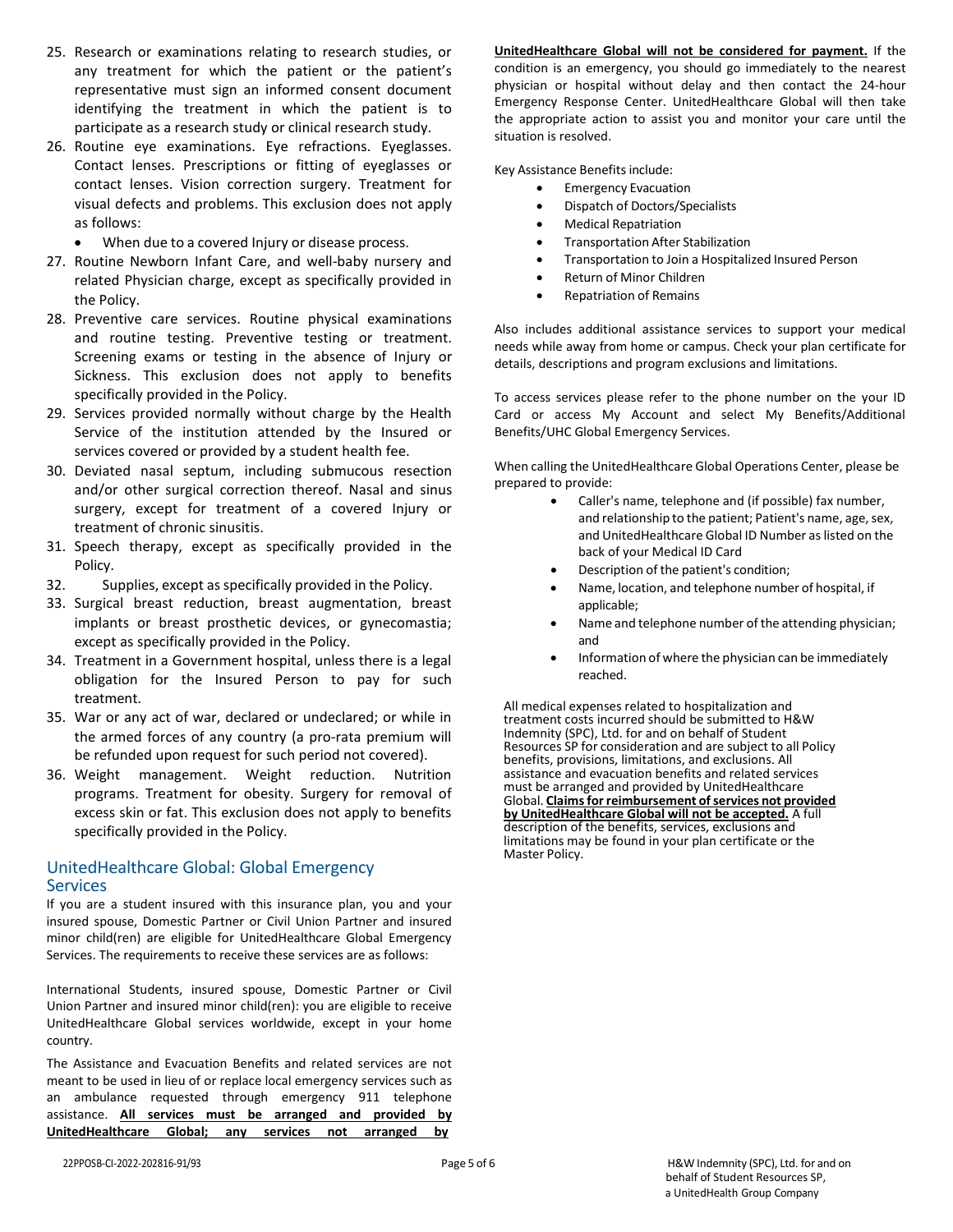25. Research or examinations relating to research studies, or any treatment for which the patient or the patient's representative must sign an informed consent document identifying the treatment in which the patient is to participate as a research study or clinical research study.
26. Routine eye examinations. Eye refractions. Eyeglasses. Contact lenses. Prescriptions or fitting of eyeglasses or contact lenses. Vision correction surgery. Treatment for visual defects and problems. This exclusion does not apply as follows:
    - When due to a covered Injury or disease process.
27. Routine Newborn Infant Care, and well-baby nursery and related Physician charge, except as specifically provided in the Policy.
28. Preventive care services. Routine physical examinations and routine testing. Preventive testing or treatment. Screening exams or testing in the absence of Injury or Sickness. This exclusion does not apply to benefits specifically provided in the Policy.
29. Services provided normally without charge by the Health Service of the institution attended by the Insured or services covered or provided by a student health fee.
30. Deviated nasal septum, including submucous resection and/or other surgical correction thereof. Nasal and sinus surgery, except for treatment of a covered Injury or treatment of chronic sinusitis.
31. Speech therapy, except as specifically provided in the Policy.
32. Supplies, except as specifically provided in the Policy.
33. Surgical breast reduction, breast augmentation, breast implants or breast prosthetic devices, or gynecomastia; except as specifically provided in the Policy.
34. Treatment in a Government hospital, unless there is a legal obligation for the Insured Person to pay for such treatment.
35. War or any act of war, declared or undeclared; or while in the armed forces of any country (a pro-rata premium will be refunded upon request for such period not covered).
36. Weight management. Weight reduction. Nutrition programs. Treatment for obesity. Surgery for removal of excess skin or fat. This exclusion does not apply to benefits specifically provided in the Policy.

## UnitedHealthcare Global: Global Emergency Services

If you are a student insured with this insurance plan, you and your insured spouse, Domestic Partner or Civil Union Partner and insured minor child(ren) are eligible for UnitedHealthcare Global Emergency Services. The requirements to receive these services are as follows:

International Students, insured spouse, Domestic Partner or Civil Union Partner and insured minor child(ren): you are eligible to receive UnitedHealthcare Global services worldwide, except in your home country.

The Assistance and Evacuation Benefits and related services are not meant to be used in lieu of or replace local emergency services such as an ambulance requested through emergency 911 telephone assistance. **All services must be arranged and provided by UnitedHealthcare Global; any services not arranged by UnitedHealthcare Global will not be considered for payment.** If the condition is an emergency, you should go immediately to the nearest physician or hospital without delay and then contact the 24-hour Emergency Response Center. UnitedHealthcare Global will then take the appropriate action to assist you and monitor your care until the situation is resolved.

Key Assistance Benefits include:

- Emergency Evacuation
- Dispatch of Doctors/Specialists
- Medical Repatriation
- Transportation After Stabilization
- Transportation to Join a Hospitalized Insured Person
- Return of Minor Children
- Repatriation of Remains

Also includes additional assistance services to support your medical needs while away from home or campus. Check your plan certificate for details, descriptions and program exclusions and limitations.

To access services please refer to the phone number on the your ID Card or access My Account and select My Benefits/Additional Benefits/UHC Global Emergency Services.

When calling the UnitedHealthcare Global Operations Center, please be prepared to provide:

- Caller's name, telephone and (if possible) fax number, and relationship to the patient; Patient's name, age, sex, and UnitedHealthcare Global ID Number as listed on the back of your Medical ID Card
- Description of the patient's condition;
- Name, location, and telephone number of hospital, if applicable;
- Name and telephone number of the attending physician; and
- Information of where the physician can be immediately reached.

All medical expenses related to hospitalization and treatment costs incurred should be submitted to H&W Indemnity (SPC), Ltd. for and on behalf of Student Resources SP for consideration and are subject to all Policy benefits, provisions, limitations, and exclusions. All assistance and evacuation benefits and related services must be arranged and provided by UnitedHealthcare Global. **Claims for reimbursement of services not provided by UnitedHealthcare Global will not be accepted.** A full description of the benefits, services, exclusions and limitations may be found in your plan certificate or the Master Policy.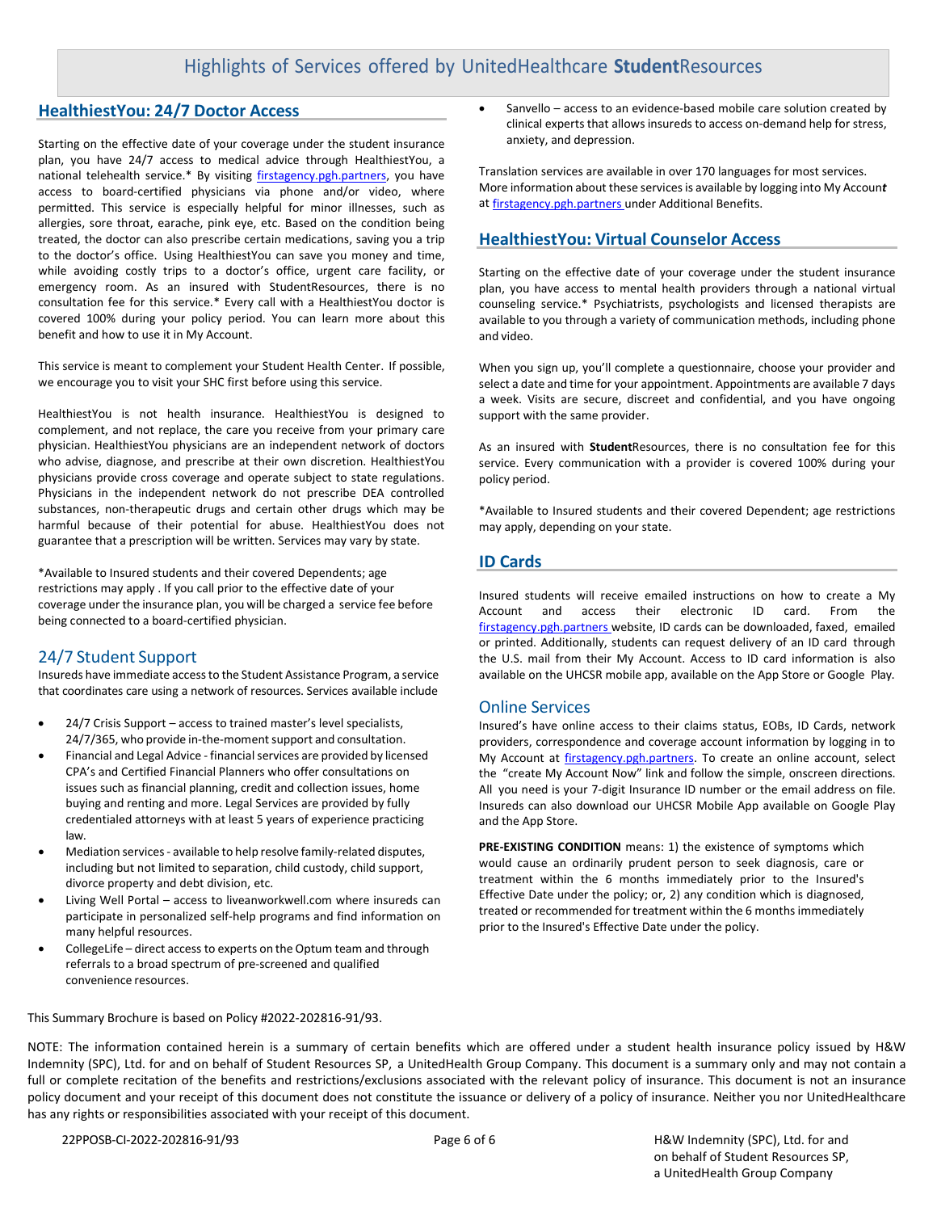# Highlights of Services offered by UnitedHealthcare **Student**Resources

## HealthiestYou: 24/7 Doctor Access

Starting on the effective date of your coverage under the student insurance plan, you have 24/7 access to medical advice through HealthiestYou, a national telehealth service.* By visiting firstagency.pgh.partners, you have access to board-certified physicians via phone and/or video, where permitted. This service is especially helpful for minor illnesses, such as allergies, sore throat, earache, pink eye, etc. Based on the condition being treated, the doctor can also prescribe certain medications, saving you a trip to the doctor's office. Using HealthiestYou can save you money and time, while avoiding costly trips to a doctor's office, urgent care facility, or emergency room. As an insured with StudentResources, there is no consultation fee for this service.* Every call with a HealthiestYou doctor is covered 100% during your policy period. You can learn more about this benefit and how to use it in My Account.

This service is meant to complement your Student Health Center. If possible, we encourage you to visit your SHC first before using this service.

HealthiestYou is not health insurance. HealthiestYou is designed to complement, and not replace, the care you receive from your primary care physician. HealthiestYou physicians are an independent network of doctors who advise, diagnose, and prescribe at their own discretion. HealthiestYou physicians provide cross coverage and operate subject to state regulations. Physicians in the independent network do not prescribe DEA controlled substances, non-therapeutic drugs and certain other drugs which may be harmful because of their potential for abuse. HealthiestYou does not guarantee that a prescription will be written. Services may vary by state.

*Available to Insured students and their covered Dependents; age restrictions may apply . If you call prior to the effective date of your coverage under the insurance plan, you will be charged a service fee before being connected to a board-certified physician.

## 24/7 Student Support

Insureds have immediate access to the Student Assistance Program, a service that coordinates care using a network of resources. Services available include

- 24/7 Crisis Support – access to trained master's level specialists, 24/7/365, who provide in-the-moment support and consultation.
- Financial and Legal Advice - financial services are provided by licensed CPA's and Certified Financial Planners who offer consultations on issues such as financial planning, credit and collection issues, home buying and renting and more. Legal Services are provided by fully credentialed attorneys with at least 5 years of experience practicing law.
- Mediation services - available to help resolve family-related disputes, including but not limited to separation, child custody, child support, divorce property and debt division, etc.
- Living Well Portal – access to liveanworkwell.com where insureds can participate in personalized self-help programs and find information on many helpful resources.
- CollegeLife – direct access to experts on the Optum team and through referrals to a broad spectrum of pre-screened and qualified convenience resources.
- Sanvello – access to an evidence-based mobile care solution created by clinical experts that allows insureds to access on-demand help for stress, anxiety, and depression.

Translation services are available in over 170 languages for most services. More information about these services is available by logging into My Accoun*t* at firstagency.pgh.partners under Additional Benefits.

## HealthiestYou: Virtual Counselor Access

Starting on the effective date of your coverage under the student insurance plan, you have access to mental health providers through a national virtual counseling service.* Psychiatrists, psychologists and licensed therapists are available to you through a variety of communication methods, including phone and video.

When you sign up, you'll complete a questionnaire, choose your provider and select a date and time for your appointment. Appointments are available 7 days a week. Visits are secure, discreet and confidential, and you have ongoing support with the same provider.

As an insured with **Student**Resources, there is no consultation fee for this service. Every communication with a provider is covered 100% during your policy period.

*Available to Insured students and their covered Dependent; age restrictions may apply, depending on your state.

## ID Cards

Insured students will receive emailed instructions on how to create a My Account and access their electronic ID card. From the firstagency.pgh.partners website, ID cards can be downloaded, faxed, emailed or printed. Additionally, students can request delivery of an ID card through the U.S. mail from their My Account. Access to ID card information is also available on the UHCSR mobile app, available on the App Store or Google Play.

## Online Services

Insured's have online access to their claims status, EOBs, ID Cards, network providers, correspondence and coverage account information by logging in to My Account at firstagency.pgh.partners. To create an online account, select the "create My Account Now" link and follow the simple, onscreen directions. All you need is your 7-digit Insurance ID number or the email address on file. Insureds can also download our UHCSR Mobile App available on Google Play and the App Store.

**PRE-EXISTING CONDITION** means: 1) the existence of symptoms which would cause an ordinarily prudent person to seek diagnosis, care or treatment within the 6 months immediately prior to the Insured's Effective Date under the policy; or, 2) any condition which is diagnosed, treated or recommended for treatment within the 6 months immediately prior to the Insured's Effective Date under the policy.

This Summary Brochure is based on Policy #2022-202816-91/93.

NOTE: The information contained herein is a summary of certain benefits which are offered under a student health insurance policy issued by H&W Indemnity (SPC), Ltd. for and on behalf of Student Resources SP, a UnitedHealth Group Company. This document is a summary only and may not contain a full or complete recitation of the benefits and restrictions/exclusions associated with the relevant policy of insurance. This document is not an insurance policy document and your receipt of this document does not constitute the issuance or delivery of a policy of insurance. Neither you nor UnitedHealthcare has any rights or responsibilities associated with your receipt of this document.

22PPOSB-CI-2022-202816-91/93

H&W Indemnity (SPC), Ltd. for and on behalf of Student Resources SP, a UnitedHealth Group Company